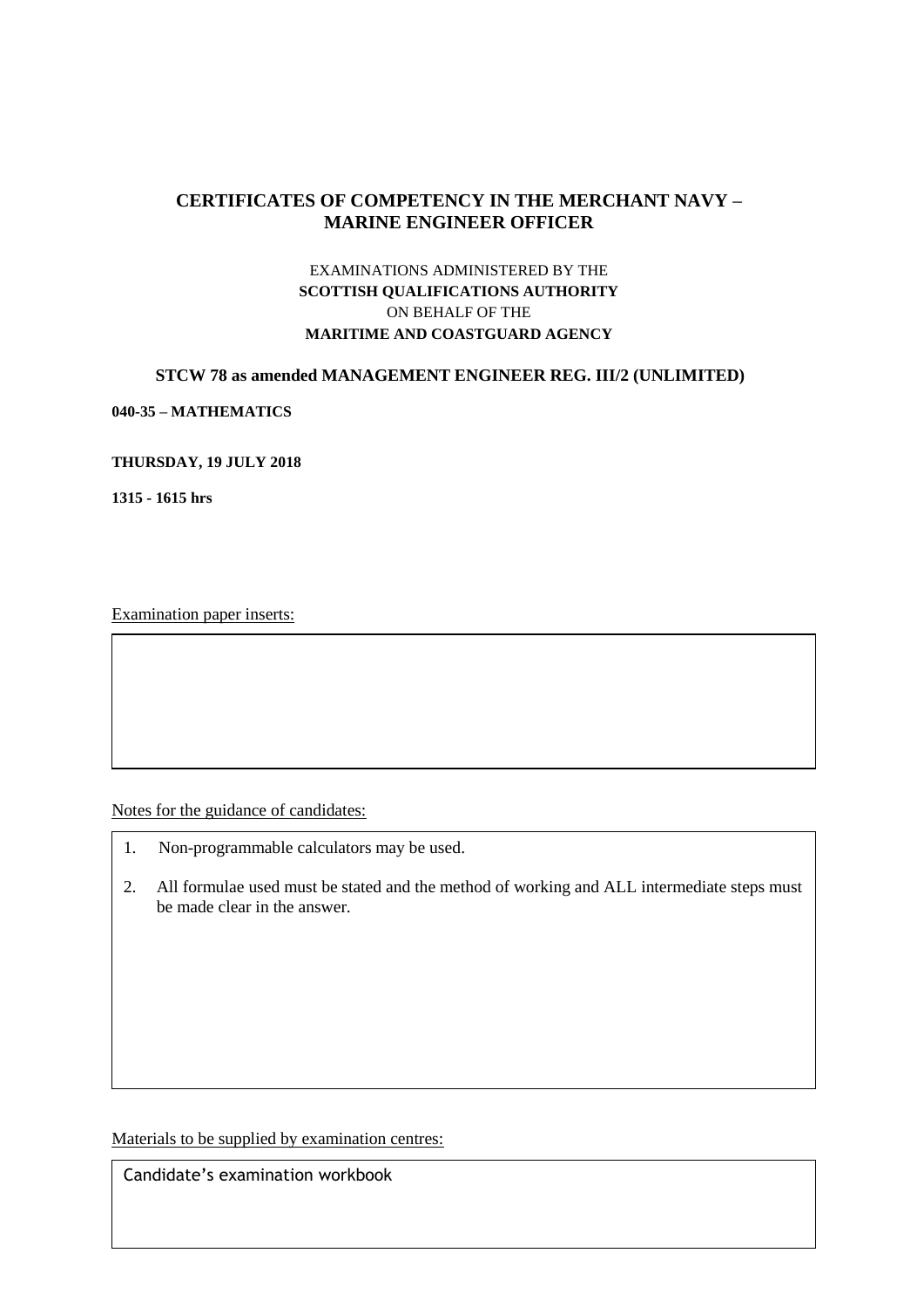# CERTIFICATES OF COMPETENCY IN THE MERCHANT NAVY – MARINE ENGINEER OFFICER

EXAMINATIONS ADMINISTERED BY THE
**SCOTTISH QUALIFICATIONS AUTHORITY**
ON BEHALF OF THE
**MARITIME AND COASTGUARD AGENCY**

**STCW 78 as amended MANAGEMENT ENGINEER REG. III/2 (UNLIMITED)**

**040-35 – MATHEMATICS**

**THURSDAY, 19 JULY 2018**

**1315 - 1615 hrs**

Examination paper inserts:

Notes for the guidance of candidates:

1. Non-programmable calculators may be used.
2. All formulae used must be stated and the method of working and ALL intermediate steps must be made clear in the answer.

Materials to be supplied by examination centres:

Candidate's examination workbook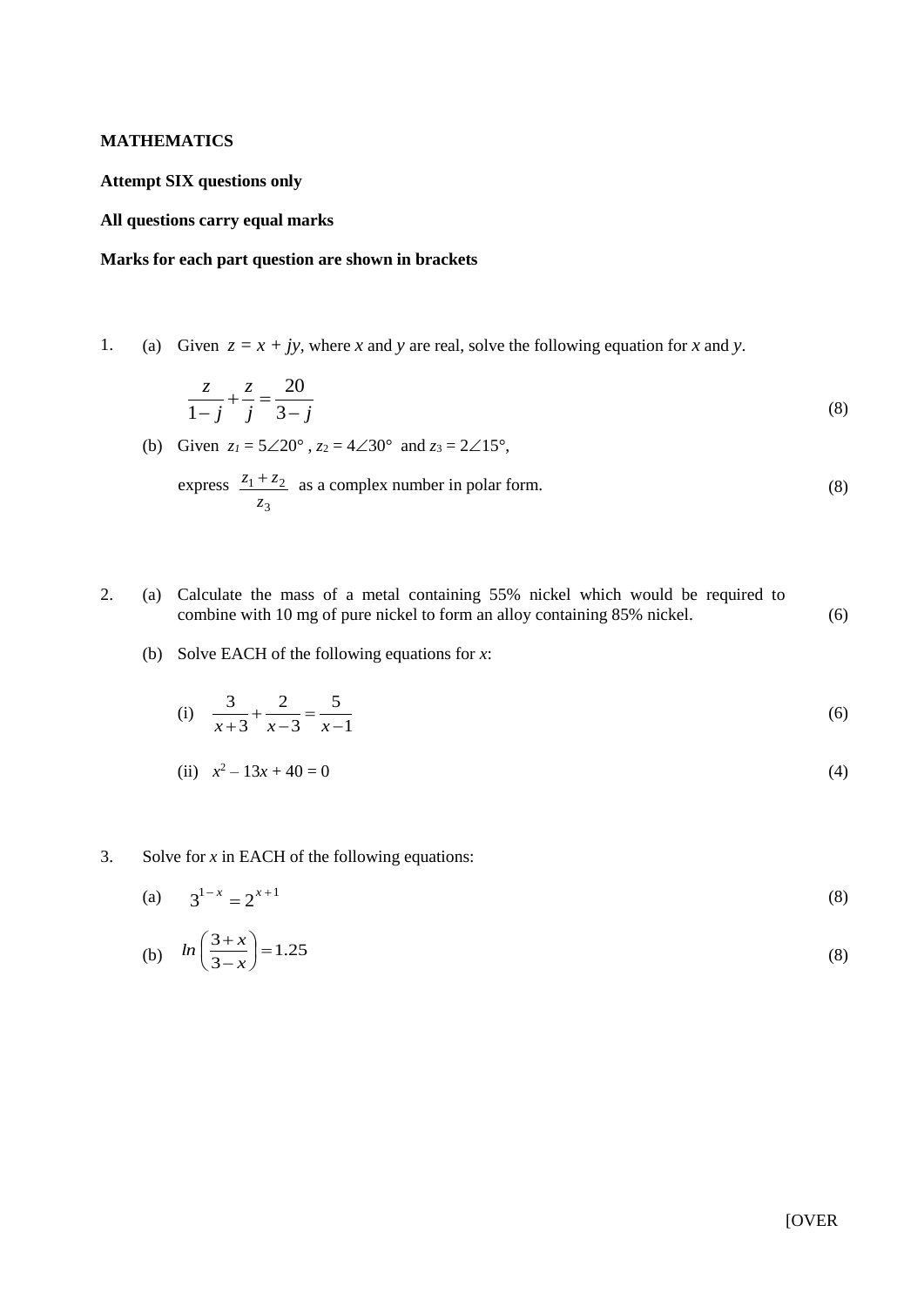**MATHEMATICS**

**Attempt SIX questions only**

**All questions carry equal marks**

**Marks for each part question are shown in brackets**

1. (a) Given $z = x + jy$, where $x$ and $y$ are real, solve the following equation for $x$ and $y$.

$$\frac{z}{1-j} + \frac{z}{j} = \frac{20}{3-j} \tag{8}$$

(b) Given $z_1 = 5\angle 20°$, $z_2 = 4\angle 30°$ and $z_3 = 2\angle 15°$,

express $\dfrac{z_1 + z_2}{z_3}$ as a complex number in polar form. (8)

2. (a) Calculate the mass of a metal containing 55% nickel which would be required to combine with 10 mg of pure nickel to form an alloy containing 85% nickel. (6)

(b) Solve EACH of the following equations for $x$:

(i) $\dfrac{3}{x+3} + \dfrac{2}{x-3} = \dfrac{5}{x-1}$ (6)

(ii) $x^2 - 13x + 40 = 0$ (4)

3. Solve for $x$ in EACH of the following equations:

(a) $3^{1-x} = 2^{x+1}$ (8)

(b) $ln\left(\dfrac{3+x}{3-x}\right) = 1.25$ (8)

[OVER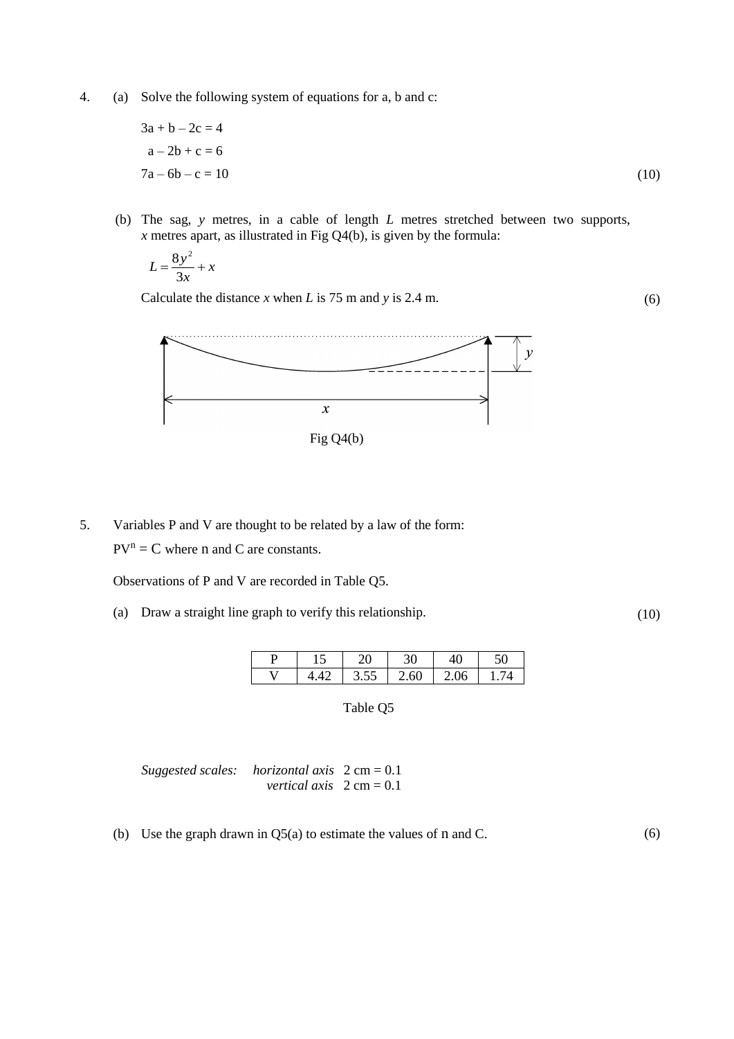4. (a) Solve the following system of equations for a, b and c:

$3a + b - 2c = 4$
$a - 2b + c = 6$
$7a - 6b - c = 10$ (10)

(b) The sag, $y$ metres, in a cable of length $L$ metres stretched between two supports, $x$ metres apart, as illustrated in Fig Q4(b), is given by the formula:

$$L = \frac{8y^2}{3x} + x$$

Calculate the distance $x$ when $L$ is 75 m and $y$ is 2.4 m. (6)

Fig Q4(b)

5. Variables P and V are thought to be related by a law of the form:

$PV^n = C$ where n and C are constants.

Observations of P and V are recorded in Table Q5.

(a) Draw a straight line graph to verify this relationship. (10)

| P | 15 | 20 | 30 | 40 | 50 |
|---|---|---|---|---|---|
| V | 4.42 | 3.55 | 2.60 | 2.06 | 1.74 |

Table Q5

*Suggested scales:* *horizontal axis* 2 cm = 0.1
*vertical axis* 2 cm = 0.1

(b) Use the graph drawn in Q5(a) to estimate the values of n and C. (6)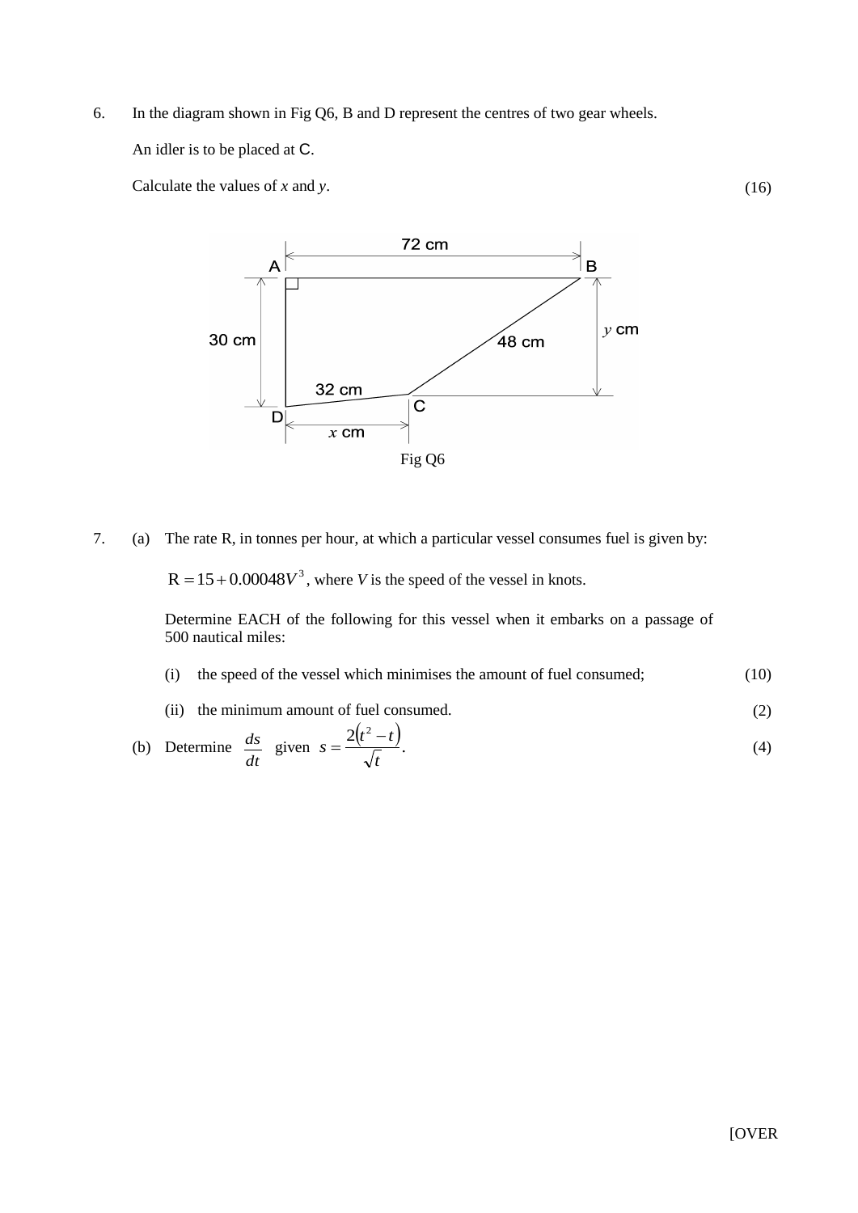6. In the diagram shown in Fig Q6, B and D represent the centres of two gear wheels.

   An idler is to be placed at C.

   Calculate the values of $x$ and $y$. (16)

Fig Q6

7. (a) The rate R, in tonnes per hour, at which a particular vessel consumes fuel is given by:

   $\mathrm{R} = 15 + 0.00048V^3$, where $V$ is the speed of the vessel in knots.

   Determine EACH of the following for this vessel when it embarks on a passage of 500 nautical miles:

   (i) the speed of the vessel which minimises the amount of fuel consumed; (10)

   (ii) the minimum amount of fuel consumed. (2)

   (b) Determine $\dfrac{ds}{dt}$ given $s = \dfrac{2\left(t^2 - t\right)}{\sqrt{t}}$. (4)

[OVER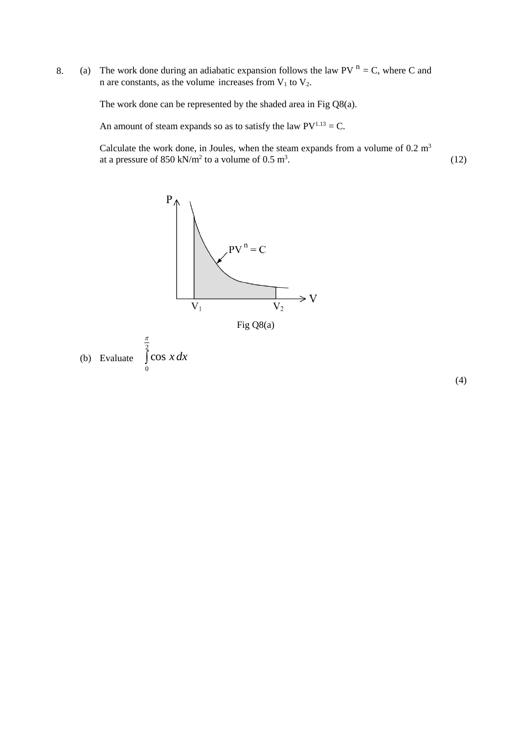8. (a) The work done during an adiabatic expansion follows the law $PV^n = C$, where C and n are constants, as the volume increases from $V_1$ to $V_2$.

   The work done can be represented by the shaded area in Fig Q8(a).

   An amount of steam expands so as to satisfy the law $PV^{1.13} = C$.

   Calculate the work done, in Joules, when the steam expands from a volume of 0.2 $m^3$ at a pressure of 850 $kN/m^2$ to a volume of 0.5 $m^3$. (12)

Fig Q8(a)

(b) Evaluate $\int_0^{\frac{\pi}{2}} \cos x \, dx$ (4)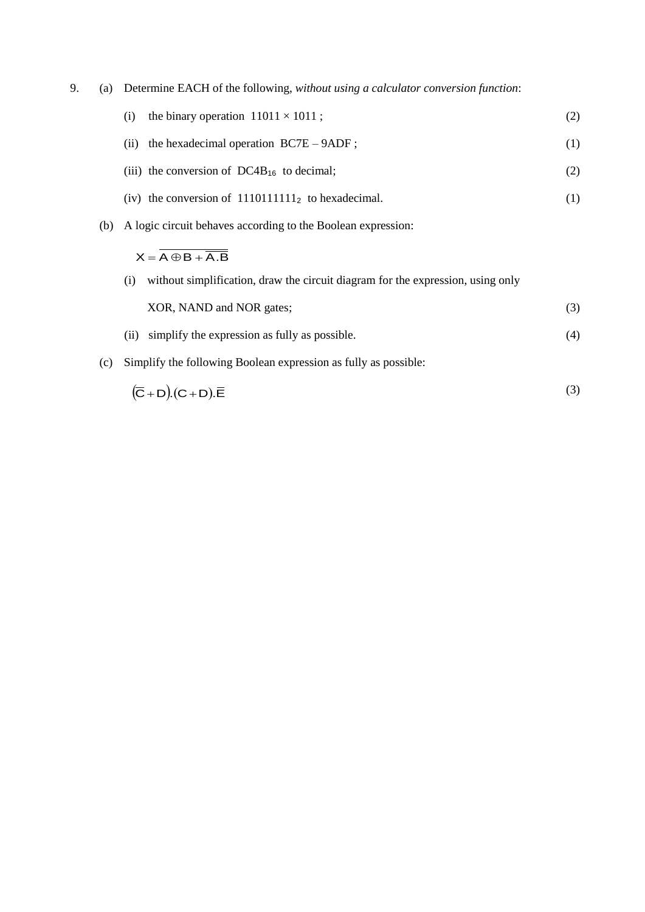9. (a) Determine EACH of the following, *without using a calculator conversion function*:

   (i) the binary operation $11011 \times 1011$ ; (2)

   (ii) the hexadecimal operation BC7E – 9ADF ; (1)

   (iii) the conversion of $DC4B_{16}$ to decimal; (2)

   (iv) the conversion of $1110111111_2$ to hexadecimal. (1)

   (b) A logic circuit behaves according to the Boolean expression:

   $$X = \overline{A \oplus B + \overline{A.B}}$$

   (i) without simplification, draw the circuit diagram for the expression, using only XOR, NAND and NOR gates; (3)

   (ii) simplify the expression as fully as possible. (4)

   (c) Simplify the following Boolean expression as fully as possible:

   $$\left(\overline{C} + D\right).(C + D).\overline{E}$$ (3)